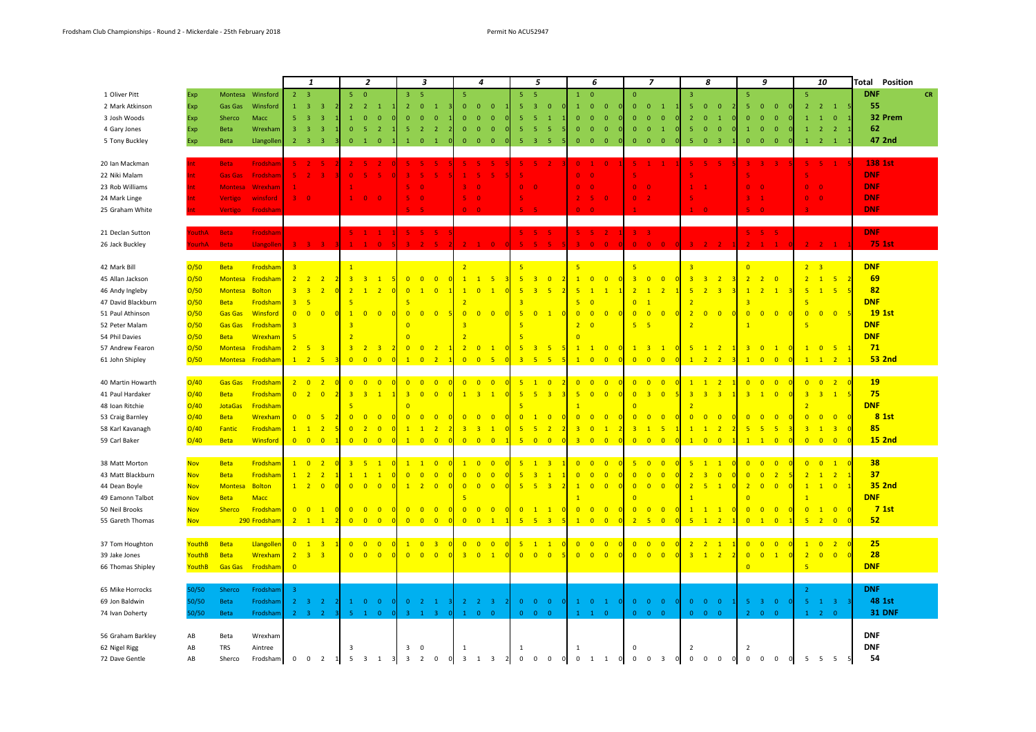Frodsham Club Championships - Round 2 - Mickerdale - 25th February 2018

Permit No ACU52947

| | | | | 1 | | | | 2 | | | | 3 | | | | 4 | | | | 5 | | | | 6 | | | | 7 | | | | 8 | | | | 9 | | | | 10 | | | | Total | Position |
|---|---|---|---|---|---|---|---|---|---|---|---|---|---|---|---|---|---|---|---|---|---|---|---|---|---|---|---|---|---|---|---|---|---|---|---|---|---|---|---|---|---|---|---|---|---|
| 1 Oliver Pitt | Exp | Montesa | Winsford | 2 | 3 | | | 5 | 0 | | | 3 | 5 | | | 5 | | | | 5 | 5 | | | 1 | 0 | | | 0 | | | | 3 | | | | 5 | | | | 5 | | | | DNF | CR |
| 2 Mark Atkinson | Exp | Gas Gas | Winsford | 1 | 3 | 3 | 2 | 2 | 2 | 1 | 1 | 2 | 0 | 1 | 3 | 0 | 0 | 0 | 1 | 5 | 3 | 0 | 0 | 1 | 0 | 0 | 0 | 0 | 0 | 1 | 1 | 5 | 0 | 0 | 2 | 5 | 0 | 0 | 0 | 2 | 2 | 1 | 5 | 55 | |
| 3 Josh Woods | Exp | Sherco | Macc | 5 | 3 | 3 | 1 | 1 | 0 | 0 | 0 | 0 | 0 | 0 | 0 | 0 | 0 | 0 | 0 | 5 | 5 | 1 | 1 | 0 | 0 | 0 | 0 | 0 | 0 | 0 | 0 | 2 | 0 | 1 | 0 | 0 | 0 | 0 | 0 | 1 | 1 | 0 | 1 | 32 | Prem |
| 4 Gary Jones | Exp | Beta | Wrexham | 3 | 3 | 3 | 1 | 0 | 5 | 2 | 1 | 5 | 2 | 2 | 2 | 0 | 0 | 0 | 0 | 5 | 5 | 5 | 5 | 0 | 0 | 0 | 0 | 0 | 0 | 1 | 0 | 5 | 0 | 0 | 0 | 1 | 0 | 0 | 0 | 1 | 2 | 2 | 1 | 62 | |
| 5 Tony Buckley | Exp | Beta | Llangollen | 2 | 3 | 3 | 3 | 0 | 1 | 0 | 1 | 1 | 0 | 1 | 0 | 0 | 0 | 0 | 0 | 5 | 3 | 5 | 5 | 0 | 0 | 0 | 0 | 0 | 0 | 0 | 0 | 5 | 0 | 3 | 1 | 0 | 0 | 0 | 0 | 1 | 2 | 1 | 1 | 47 | 2nd |
| 20 Ian Mackman | Int | Beta | Frodsham | 5 | 2 | 5 | 2 | 2 | 5 | 2 | 0 | 5 | 5 | 5 | 5 | 5 | 5 | 5 | 5 | 5 | 5 | 2 | 3 | 0 | 1 | 0 | 1 | 5 | 1 | 1 | 1 | 5 | 5 | 5 | 1 | 3 | 3 | 3 | 5 | 5 | 5 | 1 | 5 | 138 | 1st |
| 22 Niki Malam | Int | Gas Gas | Frodsham | 5 | 2 | 3 | 3 | 0 | 5 | 5 | 0 | 3 | 5 | 5 | 5 | 1 | 5 | 5 | 5 | 5 | | | | 0 | 0 | | | 5 | | | | 5 | | | | 5 | | | | 5 | | | | DNF | |
| 23 Rob Williams | Int | Montesa | Wrexham | 1 | | | | 1 | | | | 5 | 0 | | | 3 | 0 | | | 0 | 0 | | | 0 | 0 | | | 0 | 0 | | | 1 | 1 | | | 0 | 0 | | | 0 | 0 | | | DNF | |
| 24 Mark Linge | Int | Vertigo | winsford | 3 | 0 | | | 1 | 0 | 0 | | 5 | 0 | | | 5 | 0 | | | 5 | | | | 2 | 5 | 0 | | 0 | 2 | | | 5 | | | | 3 | 1 | | | 0 | 0 | | | DNF | |
| 25 Graham White | Int | Vertigo | Frodsham | | | | | | | | | 5 | 5 | | | 0 | 0 | | | 5 | 5 | | | 0 | 0 | | | 1 | | | | 1 | 0 | | | 5 | 0 | | | 3 | | | | DNF | |
| 21 Declan Sutton | YouthA | Beta | Frodsham | | | | | 5 | 1 | 1 | 1 | 5 | 5 | 5 | 5 | | | | | 5 | 5 | 5 | | 5 | 5 | 2 | 1 | 3 | 3 | | | | | | | 5 | 5 | 5 | | | | | | DNF | |
| 26 Jack Buckley | YouthA | Beta | Llangollen | 3 | 3 | 3 | 3 | 1 | 1 | 0 | 5 | 3 | 2 | 5 | 2 | 2 | 1 | 0 | 0 | 5 | 5 | 5 | 5 | 3 | 0 | 0 | 0 | 0 | 0 | 0 | 0 | 3 | 2 | 2 | 1 | 2 | 1 | 1 | 0 | 2 | 2 | 1 | 1 | 75 | 1st |
| 42 Mark Bill | O/50 | Beta | Frodsham | 3 | | | | 1 | | | | | | | | 2 | | | | 5 | | | | 5 | | | | 5 | | | | 3 | | | | 0 | | | | 2 | 3 | | | DNF | |
| 45 Allan Jackson | O/50 | Montesa | Frodsham | 2 | 2 | 2 | 2 | 3 | 3 | 1 | 5 | 0 | 0 | 0 | 0 | 1 | 1 | 5 | 3 | 5 | 3 | 0 | 2 | 1 | 0 | 0 | 0 | 3 | 0 | 0 | 0 | 3 | 3 | 2 | 3 | 2 | 2 | 0 | | 2 | 1 | 5 | 2 | 69 | |
| 46 Andy Ingleby | O/50 | Montesa | Bolton | 3 | 3 | 2 | 0 | 2 | 1 | 2 | 0 | 0 | 1 | 0 | 1 | 1 | 0 | 1 | 0 | 5 | 3 | 5 | 2 | 5 | 1 | 1 | 1 | 2 | 1 | 2 | 1 | 5 | 2 | 3 | 3 | 1 | 2 | 1 | 3 | 5 | 1 | 5 | 5 | 82 | |
| 47 David Blackburn | O/50 | Beta | Frodsham | 3 | 5 | | | 5 | | | | 5 | | | | 2 | | | | 3 | | | | 5 | 0 | | | 0 | 1 | | | 2 | | | | 3 | | | | 5 | | | | DNF | |
| 51 Paul Athinson | O/50 | Gas Gas | Winsford | 0 | 0 | 0 | 0 | 1 | 0 | 0 | 0 | 0 | 0 | 0 | 0 | 0 | 0 | 0 | 0 | 5 | 0 | 1 | 0 | 0 | 0 | 0 | 0 | 0 | 0 | 0 | 0 | 2 | 0 | 0 | 0 | 0 | 0 | 0 | 0 | 0 | 0 | 0 | 5 | 19 | 1st |
| 52 Peter Malam | O/50 | Gas Gas | Frodsham | 3 | | | | 3 | | | | 0 | | | | 3 | | | | 5 | | | | 2 | 0 | | | 5 | 5 | | | 2 | | | | 1 | | | | 5 | | | | DNF | |
| 54 Phil Davies | O/50 | Beta | Wrexham | 5 | | | | 2 | | | | 0 | | | | 2 | | | | 5 | | | | 0 | | | | | | | | | | | | | | | | | | | | DNF | |
| 57 Andrew Fearon | O/50 | Montesa | Frodsham | 2 | 5 | 3 | | 3 | 2 | 3 | 2 | 0 | 0 | 2 | 1 | 2 | 0 | 1 | 0 | 5 | 3 | 5 | 0 | 1 | 1 | 0 | 0 | 1 | 3 | 1 | 0 | 5 | 1 | 2 | 1 | 3 | 0 | 1 | 0 | 1 | 0 | 5 | 1 | 71 | |
| 61 John Shipley | O/50 | Montesa | Frodsham | 1 | 2 | 5 | 3 | 0 | 0 | 0 | 0 | 1 | 0 | 2 | 1 | 0 | 0 | 5 | 0 | 3 | 5 | 5 | 5 | 1 | 0 | 0 | 0 | 0 | 0 | 0 | 0 | 1 | 2 | 2 | 3 | 1 | 0 | 0 | 0 | 1 | 1 | 2 | 1 | 53 | 2nd |
| 40 Martin Howarth | O/40 | Gas Gas | Frodsham | 2 | 0 | 2 | 0 | 0 | 0 | 0 | 0 | 0 | 0 | 0 | 0 | 0 | 0 | 0 | 0 | 5 | 1 | 0 | 2 | 0 | 0 | 0 | 0 | 0 | 0 | 0 | 0 | 1 | 1 | 2 | 1 | 0 | 0 | 0 | 0 | 0 | 0 | 2 | 0 | 19 | |
| 41 Paul Hardaker | O/40 | Beta | Frodsham | 0 | 2 | 0 | 2 | 3 | 3 | 1 | 1 | 3 | 0 | 0 | 0 | 1 | 3 | 1 | 0 | 5 | 5 | 3 | 3 | 5 | 0 | 0 | 0 | 0 | 3 | 0 | 5 | 3 | 3 | 3 | 1 | 3 | 1 | 0 | 0 | 3 | 3 | 1 | 5 | 75 | |
| 48 Ioan Ritchie | O/40 | JotaGas | Frodsham | | | | | 5 | | | | 0 | | | | | | | | 5 | | | | 1 | | | | 0 | | | | 2 | | | | | | | | 2 | | | | DNF | |
| 53 Craig Barnley | O/40 | Beta | Wrexham | 0 | 0 | 5 | 2 | 0 | 0 | 0 | 0 | 0 | 0 | 0 | 0 | 0 | 0 | 0 | 0 | 0 | 1 | 0 | 0 | 0 | 0 | 0 | 0 | 0 | 0 | 0 | 0 | 0 | 0 | 0 | 0 | 0 | 0 | 0 | 0 | 0 | 0 | 0 | 0 | 8 | 1st |
| 58 Karl Kavanagh | O/40 | Fantic | Frodsham | 1 | 1 | 2 | 5 | 0 | 2 | 0 | 0 | 1 | 1 | 2 | 2 | 3 | 3 | 1 | 0 | 5 | 5 | 2 | 2 | 3 | 0 | 1 | 2 | 3 | 1 | 5 | 1 | 1 | 1 | 2 | 2 | 5 | 5 | 5 | 3 | 3 | 1 | 3 | 0 | 85 | |
| 59 Carl Baker | O/40 | Beta | Winsford | 0 | 0 | 0 | 1 | 0 | 0 | 0 | 0 | 1 | 0 | 0 | 0 | 0 | 0 | 0 | 1 | 5 | 0 | 0 | 0 | 3 | 0 | 0 | 0 | 0 | 0 | 0 | 0 | 1 | 0 | 0 | 1 | 1 | 1 | 0 | 0 | 0 | 0 | 0 | 0 | 15 | 2nd |
| 38 Matt Morton | Nov | Beta | Frodsham | 1 | 0 | 2 | 0 | 3 | 5 | 1 | 0 | 1 | 1 | 0 | 0 | 1 | 0 | 0 | 0 | 5 | 1 | 3 | 1 | 0 | 0 | 0 | 0 | 5 | 0 | 0 | 0 | 5 | 1 | 1 | 0 | 0 | 0 | 0 | 0 | 0 | 0 | 1 | 0 | 38 | |
| 43 Matt Blackburn | Nov | Beta | Frodsham | 1 | 2 | 2 | 1 | 1 | 1 | 1 | 0 | 0 | 0 | 0 | 0 | 0 | 0 | 0 | 0 | 5 | 3 | 1 | 1 | 0 | 0 | 0 | 0 | 0 | 0 | 0 | 0 | 2 | 3 | 0 | 0 | 0 | 0 | 2 | 5 | 2 | 1 | 2 | 1 | 37 | |
| 44 Dean Boyle | Nov | Montesa | Bolton | 1 | 2 | 0 | 0 | 0 | 0 | 0 | 0 | 1 | 2 | 0 | 0 | 0 | 0 | 0 | 0 | 5 | 5 | 3 | 2 | 1 | 0 | 0 | 0 | 0 | 0 | 0 | 0 | 2 | 5 | 1 | 0 | 2 | 0 | 0 | 0 | 1 | 1 | 0 | 1 | 35 | 2nd |
| 49 Eamonn Talbot | Nov | Beta | Macc | | | | | | | | | | | | | 5 | | | | | | | | 1 | | | | 0 | | | | 1 | | | | 0 | | | | 1 | | | | DNF | |
| 50 Neil Brooks | Nov | Sherco | Frodsham | 0 | 0 | 1 | 0 | 0 | 0 | 0 | 0 | 0 | 0 | 0 | 0 | 0 | 0 | 0 | 0 | 0 | 1 | 1 | 0 | 0 | 0 | 0 | 0 | 0 | 0 | 0 | 0 | 1 | 1 | 1 | 0 | 0 | 0 | 0 | 0 | 0 | 1 | 0 | 0 | 7 | 1st |
| 55 Gareth Thomas | Nov | | 290 Frodsham | 2 | 1 | 1 | 2 | 0 | 0 | 0 | 0 | 0 | 0 | 0 | 0 | 0 | 0 | 1 | 1 | 5 | 5 | 3 | 5 | 1 | 0 | 0 | 0 | 2 | 5 | 0 | 0 | 5 | 1 | 2 | 1 | 0 | 1 | 0 | 1 | 5 | 2 | 0 | 0 | 52 | |
| 37 Tom Houghton | YouthB | Beta | Llangollen | 0 | 1 | 3 | 1 | 0 | 0 | 0 | 0 | 1 | 0 | 3 | 0 | 0 | 0 | 0 | 0 | 5 | 1 | 1 | 0 | 0 | 0 | 0 | 0 | 0 | 0 | 0 | 0 | 2 | 2 | 1 | 1 | 0 | 0 | 0 | 0 | 1 | 0 | 2 | 0 | 25 | |
| 39 Jake Jones | YouthB | Beta | Wrexham | 2 | 3 | 3 | | 0 | 0 | 0 | 0 | 0 | 0 | 0 | 0 | 3 | 0 | 1 | 0 | 0 | 0 | 0 | 5 | 0 | 0 | 0 | 0 | 0 | 0 | 0 | 0 | 3 | 1 | 2 | 2 | 0 | 0 | 1 | 0 | 2 | 0 | 0 | 0 | 28 | |
| 66 Thomas Shipley | YouthB | Gas Gas | Frodsham | 0 | | | | | | | | | | | | | | | | | | | | | | | | | | | | | | | | 0 | | | | 5 | | | | DNF | |
| 65 Mike Horrocks | 50/50 | Sherco | Frodsham | 3 | | | | | | | | | | | | | | | | | | | | | | | | | | | | | | | | | | | | 2 | | | | DNF | |
| 69 Jon Baldwin | 50/50 | Beta | Frodsham | 2 | 3 | 2 | 2 | 1 | 0 | 0 | 0 | 0 | 2 | 1 | 3 | 2 | 2 | 3 | 2 | 0 | 0 | 0 | 0 | 1 | 0 | 1 | 0 | 0 | 0 | 0 | 0 | 0 | 0 | 0 | 1 | 5 | 3 | 0 | 0 | 5 | 1 | 3 | 3 | 48 | 1st |
| 74 Ivan Doherty | 50/50 | Beta | Frodsham | 2 | 3 | 2 | 3 | 5 | 1 | 0 | 0 | 3 | 1 | 3 | 0 | 1 | 0 | 0 | | 0 | 0 | 0 | | 1 | 1 | 0 | | 0 | 0 | 0 | | 0 | 0 | 0 | | 2 | 0 | 0 | | 1 | 2 | 0 | | 31 | DNF |
| 56 Graham Barkley | AB | Beta | Wrexham | | | | | | | | | | | | | | | | | | | | | | | | | | | | | | | | | | | | | | | | | DNF | |
| 62 Nigel Rigg | AB | TRS | Aintree | | | | | 3 | | | | 3 | 0 | | | 1 | | | | 1 | | | | 1 | | | | 0 | | | | 2 | | | | 2 | | | | | | | | DNF | |
| 72 Dave Gentle | AB | Sherco | Frodsham | 0 | 0 | 2 | 1 | 5 | 3 | 1 | 3 | 3 | 2 | 0 | 0 | 3 | 1 | 3 | 2 | 0 | 0 | 0 | 0 | 0 | 1 | 1 | 0 | 0 | 0 | 3 | 0 | 0 | 0 | 0 | 0 | 0 | 0 | 0 | 0 | 5 | 5 | 5 | 5 | 54 | |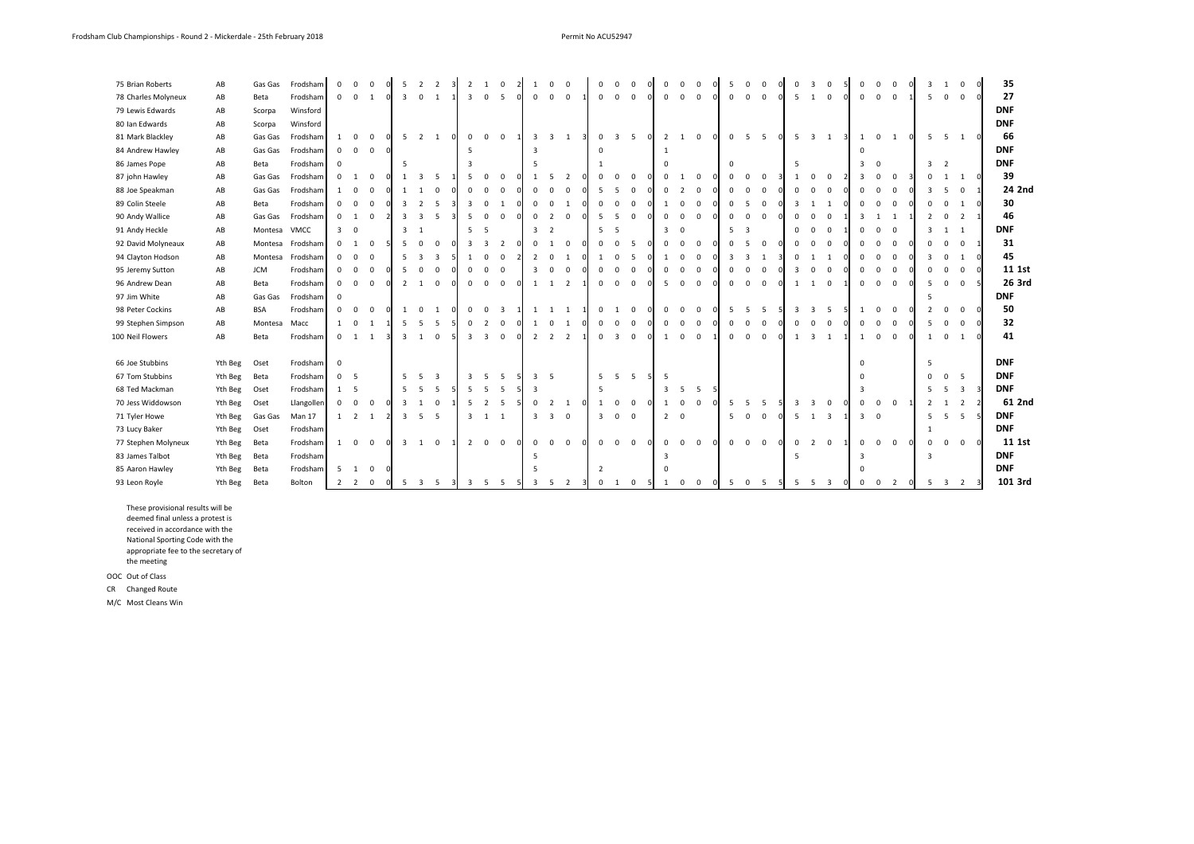| | | | | | | | | | | | | | | | | | | | | | | | | | | | | | | | | | | | | | | | | | | | | |
|---|---|---|---|---|---|---|---|---|---|---|---|---|---|---|---|---|---|---|---|---|---|---|---|---|---|---|---|---|---|---|---|---|---|---|---|---|---|---|---|---|---|---|---|---|
| 75 Brian Roberts | AB | Gas Gas | Frodsham | 0 | 0 | 0 | 0 | 5 | 2 | 2 | 3 | 2 | 1 | 0 | 2 | 1 | 0 | 0 | | 0 | 0 | 0 | 0 | 0 | 0 | 0 | 0 | 5 | 0 | 0 | 0 | 0 | 3 | 0 | 5 | 0 | 0 | 0 | 0 | 3 | 1 | 0 | 0 | 35 |
| 78 Charles Molyneux | AB | Beta | Frodsham | 0 | 0 | 1 | 0 | 3 | 0 | 1 | 1 | 3 | 0 | 5 | 0 | 0 | 0 | 0 | 1 | 0 | 0 | 0 | 0 | 0 | 0 | 0 | 0 | 0 | 0 | 0 | 0 | 5 | 1 | 0 | 0 | 0 | 0 | 0 | 1 | 5 | 0 | 0 | 0 | 27 |
| 79 Lewis Edwards | AB | Scorpa | Winsford | | | | | | | | | | | | | | | | | | | | | | | | | | | | | | | | | | | | | | | | | DNF |
| 80 Ian Edwards | AB | Scorpa | Winsford | | | | | | | | | | | | | | | | | | | | | | | | | | | | | | | | | | | | | | | | | DNF |
| 81 Mark Blackley | AB | Gas Gas | Frodsham | 1 | 0 | 0 | 0 | 5 | 2 | 1 | 0 | 0 | 0 | 0 | 1 | 3 | 3 | 1 | 3 | 0 | 3 | 5 | 0 | 2 | 1 | 0 | 0 | 0 | 5 | 5 | 0 | 5 | 3 | 1 | 3 | 1 | 0 | 1 | 0 | 5 | 5 | 1 | 0 | 66 |
| 84 Andrew Hawley | AB | Gas Gas | Frodsham | 0 | 0 | 0 | 0 | | | | | 5 | | | | 3 | | | | 0 | | | | 1 | | | | | | | | | | | | 0 | | | | | | | | DNF |
| 86 James Pope | AB | Beta | Frodsham | 0 | | | | 5 | | | | 3 | | | | 5 | | | | 1 | | | | 0 | | | | 0 | | | | 5 | | | | 3 | 0 | | | 3 | 2 | | | DNF |
| 87 john Hawley | AB | Gas Gas | Frodsham | 0 | 1 | 0 | 0 | 1 | 3 | 5 | 1 | 5 | 0 | 0 | 0 | 1 | 5 | 2 | 0 | 0 | 0 | 0 | 0 | 0 | 1 | 0 | 0 | 0 | 0 | 0 | 3 | 1 | 0 | 0 | 2 | 3 | 0 | 0 | 3 | 0 | 1 | 1 | 0 | 39 |
| 88 Joe Speakman | AB | Gas Gas | Frodsham | 1 | 0 | 0 | 0 | 1 | 1 | 0 | 0 | 0 | 0 | 0 | 0 | 0 | 0 | 0 | 0 | 5 | 5 | 0 | 0 | 0 | 2 | 0 | 0 | 0 | 0 | 0 | 0 | 0 | 0 | 0 | 0 | 0 | 0 | 0 | 0 | 3 | 5 | 0 | 1 | 24 2nd |
| 89 Colin Steele | AB | Beta | Frodsham | 0 | 0 | 0 | 0 | 3 | 2 | 5 | 3 | 3 | 0 | 1 | 0 | 0 | 0 | 1 | 0 | 0 | 0 | 0 | 0 | 1 | 0 | 0 | 0 | 0 | 5 | 0 | 0 | 3 | 1 | 1 | 0 | 0 | 0 | 0 | 0 | 0 | 0 | 1 | 0 | 30 |
| 90 Andy Wallice | AB | Gas Gas | Frodsham | 0 | 1 | 0 | 2 | 3 | 3 | 5 | 3 | 5 | 0 | 0 | 0 | 0 | 2 | 0 | 0 | 5 | 5 | 0 | 0 | 0 | 0 | 0 | 0 | 0 | 0 | 0 | 0 | 0 | 0 | 0 | 1 | 3 | 1 | 1 | 1 | 2 | 0 | 2 | 1 | 46 |
| 91 Andy Heckle | AB | Montesa | VMCC | 3 | 0 | | | 3 | 1 | | | 5 | 5 | | | 3 | 2 | | | 5 | 5 | | | 3 | 0 | | | 5 | 3 | | | 0 | 0 | 0 | 1 | 0 | 0 | 0 | | 3 | 1 | 1 | | DNF |
| 92 David Molyneaux | AB | Montesa | Frodsham | 0 | 1 | 0 | 5 | 5 | 0 | 0 | 0 | 3 | 3 | 2 | 0 | 0 | 1 | 0 | 0 | 0 | 0 | 5 | 0 | 0 | 0 | 0 | 0 | 0 | 5 | 0 | 0 | 0 | 0 | 0 | 0 | 0 | 0 | 0 | 0 | 0 | 0 | 0 | 1 | 31 |
| 94 Clayton Hodson | AB | Montesa | Frodsham | 0 | 0 | 0 | | 5 | 3 | 3 | 5 | 1 | 0 | 0 | 2 | 2 | 0 | 1 | 0 | 1 | 0 | 5 | 0 | 1 | 0 | 0 | 0 | 3 | 3 | 1 | 3 | 0 | 1 | 1 | 0 | 0 | 0 | 0 | 0 | 3 | 0 | 1 | 0 | 45 |
| 95 Jeremy Sutton | AB | JCM | Frodsham | 0 | 0 | 0 | 0 | 5 | 0 | 0 | 0 | 0 | 0 | 0 | | 3 | 0 | 0 | 0 | 0 | 0 | 0 | 0 | 0 | 0 | 0 | 0 | 0 | 0 | 0 | 0 | 3 | 0 | 0 | 0 | 0 | 0 | 0 | 0 | 0 | 0 | 0 | 0 | 11 1st |
| 96 Andrew Dean | AB | Beta | Frodsham | 0 | 0 | 0 | 0 | 2 | 1 | 0 | 0 | 0 | 0 | 0 | 0 | 1 | 1 | 2 | 1 | 0 | 0 | 0 | 0 | 5 | 0 | 0 | 0 | 0 | 0 | 0 | 0 | 1 | 1 | 0 | 1 | 0 | 0 | 0 | 0 | 5 | 0 | 0 | 5 | 26 3rd |
| 97 Jim White | AB | Gas Gas | Frodsham | 0 | | | | | | | | | | | | | | | | | | | | | | | | | | | | | | | | | | | | 5 | | | | DNF |
| 98 Peter Cockins | AB | BSA | Frodsham | 0 | 0 | 0 | 0 | 1 | 0 | 1 | 0 | 0 | 0 | 3 | 1 | 1 | 1 | 1 | 1 | 0 | 1 | 0 | 0 | 0 | 0 | 0 | 0 | 5 | 5 | 5 | 5 | 3 | 3 | 5 | 5 | 1 | 0 | 0 | 0 | 2 | 0 | 0 | 0 | 50 |
| 99 Stephen Simpson | AB | Montesa | Macc | 1 | 0 | 1 | 1 | 5 | 5 | 5 | 5 | 0 | 2 | 0 | 0 | 1 | 0 | 1 | 0 | 0 | 0 | 0 | 0 | 0 | 0 | 0 | 0 | 0 | 0 | 0 | 0 | 0 | 0 | 0 | 0 | 0 | 0 | 0 | 0 | 5 | 0 | 0 | 0 | 32 |
| 100 Neil Flowers | AB | Beta | Frodsham | 0 | 1 | 1 | 3 | 3 | 1 | 0 | 5 | 3 | 3 | 0 | 0 | 2 | 2 | 2 | 1 | 0 | 3 | 0 | 0 | 1 | 0 | 0 | 1 | 0 | 0 | 0 | 0 | 1 | 3 | 1 | 1 | 1 | 0 | 0 | 0 | 1 | 0 | 1 | 0 | 41 |
| | | | | | | | | | | | | | | | | | | | | | | | | | | | | | | | | | | | | | | | | | | | | |
| 66 Joe Stubbins | Yth Beg | Oset | Frodsham | 0 | | | | | | | | | | | | | | | | | | | | | | | | | | | | | | | | 0 | | | | 5 | | | | DNF |
| 67 Tom Stubbins | Yth Beg | Beta | Frodsham | 0 | 5 | | | 5 | 5 | 3 | | 3 | 5 | 5 | 5 | 3 | 5 | | | 5 | 5 | 5 | 5 | 5 | | | | | | | | | | | | 0 | | | | 0 | 0 | 5 | | DNF |
| 68 Ted Mackman | Yth Beg | Oset | Frodsham | 1 | 5 | | | 5 | 5 | 5 | 5 | 5 | 5 | 5 | 5 | 3 | | | | 5 | | | | 3 | 5 | 5 | 5 | | | | | | | | | 3 | | | | 5 | 5 | 3 | 3 | DNF |
| 70 Jess Widdowson | Yth Beg | Oset | Llangollen | 0 | 0 | 0 | 0 | 3 | 1 | 0 | 1 | 5 | 2 | 5 | 5 | 0 | 2 | 1 | 0 | 1 | 0 | 0 | 0 | 1 | 0 | 0 | 0 | 5 | 5 | 5 | 5 | 3 | 3 | 0 | 0 | 0 | 0 | 0 | 1 | 2 | 1 | 2 | 2 | 61 2nd |
| 71 Tyler Howe | Yth Beg | Gas Gas | Man 17 | 1 | 2 | 1 | 2 | 3 | 5 | 5 | | 3 | 1 | 1 | | 3 | 3 | 0 | | 3 | 0 | 0 | | 2 | 0 | | | 5 | 0 | 0 | 0 | 5 | 1 | 3 | 1 | 3 | 0 | | | 5 | 5 | 5 | 5 | DNF |
| 73 Lucy Baker | Yth Beg | Oset | Frodsham | | | | | | | | | | | | | | | | | | | | | | | | | | | | | | | | | | | | | 1 | | | | DNF |
| 77 Stephen Molyneux | Yth Beg | Beta | Frodsham | 1 | 0 | 0 | 0 | 3 | 1 | 0 | 1 | 2 | 0 | 0 | 0 | 0 | 0 | 0 | 0 | 0 | 0 | 0 | 0 | 0 | 0 | 0 | 0 | 0 | 0 | 0 | 0 | 0 | 2 | 0 | 1 | 0 | 0 | 0 | 0 | 0 | 0 | 0 | 0 | 11 1st |
| 83 James Talbot | Yth Beg | Beta | Frodsham | | | | | | | | | | | | | 5 | | | | | | | | 3 | | | | | | | | 5 | | | | 3 | | | | 3 | | | | DNF |
| 85 Aaron Hawley | Yth Beg | Beta | Frodsham | 5 | 1 | 0 | 0 | | | | | | | | | 5 | | | | 2 | | | | 0 | | | | | | | | | | | | 0 | | | | | | | | DNF |
| 93 Leon Royle | Yth Beg | Beta | Bolton | 2 | 2 | 0 | 0 | 5 | 3 | 5 | 3 | 3 | 5 | 5 | 5 | 3 | 5 | 2 | 3 | 0 | 1 | 0 | 5 | 1 | 0 | 0 | 0 | 5 | 0 | 5 | 5 | 5 | 5 | 3 | 0 | 0 | 0 | 2 | 0 | 5 | 3 | 2 | 3 | 101 3rd |

These provisional results will be deemed final unless a protest is received in accordance with the National Sporting Code with the appropriate fee to the secretary of the meeting

OOC Out of Class

CR Changed Route

M/C Most Cleans Win